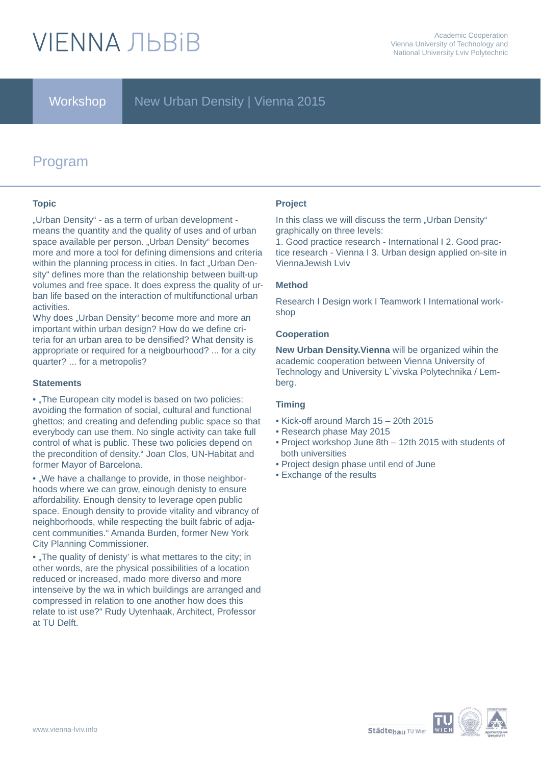# VIENNA ЛЬВіВ

Academic Cooperation
Vienna University of Technology and
National University Lviv Polytechnic

Workshop New Urban Density | Vienna 2015

## Program

### Topic

„Urban Density" - as a term of urban development - means the quantity and the quality of uses and of urban space available per person. „Urban Density" becomes more and more a tool for defining dimensions and criteria within the planning process in cities. In fact „Urban Density" defines more than the relationship between built-up volumes and free space. It does express the quality of urban life based on the interaction of multifunctional urban activities.
Why does „Urban Density" become more and more an important within urban design? How do we define criteria for an urban area to be densified? What density is appropriate or required for a neigbourhood? ... for a city quarter? ... for a metropolis?

### Statements

• „The European city model is based on two policies: avoiding the formation of social, cultural and functional ghettos; and creating and defending public space so that everybody can use them. No single activity can take full control of what is public. These two policies depend on the precondition of density." Joan Clos, UN-Habitat and former Mayor of Barcelona.

• „We have a challange to provide, in those neighborhoods where we can grow, einough denisty to ensure affordability. Enough density to leverage open public space. Enough density to provide vitality and vibrancy of neighborhoods, while respecting the built fabric of adjacent communities." Amanda Burden, former New York City Planning Commissioner.

• „The quality of denisty' is what mettares to the city; in other words, are the physical possibilities of a location reduced or increased, mado more diverso and more inteneive by the wa in which buildings are arranged and compressed in relation to one another how does this relate to ist use?" Rudy Uytenhaak, Architect, Professor at TU Delft.

### Project

In this class we will discuss the term „Urban Density" graphically on three levels:
1. Good practice research - International I 2. Good practice research - Vienna I 3. Urban design applied on-site in ViennaJewish Lviv

### Method

Research I Design work I Teamwork I International workshop

### Cooperation

**New Urban Density.Vienna** will be organized wihin the academic cooperation between Vienna University of Technology and University L`vivska Polytechnika / Lemberg.

### Timing

- Kick-off around March 15 – 20th 2015
- Research phase May 2015
- Project workshop June 8th – 12th 2015 with students of both universities
- Project design phase until end of June
- Exchange of the results

www.vienna-lviv.info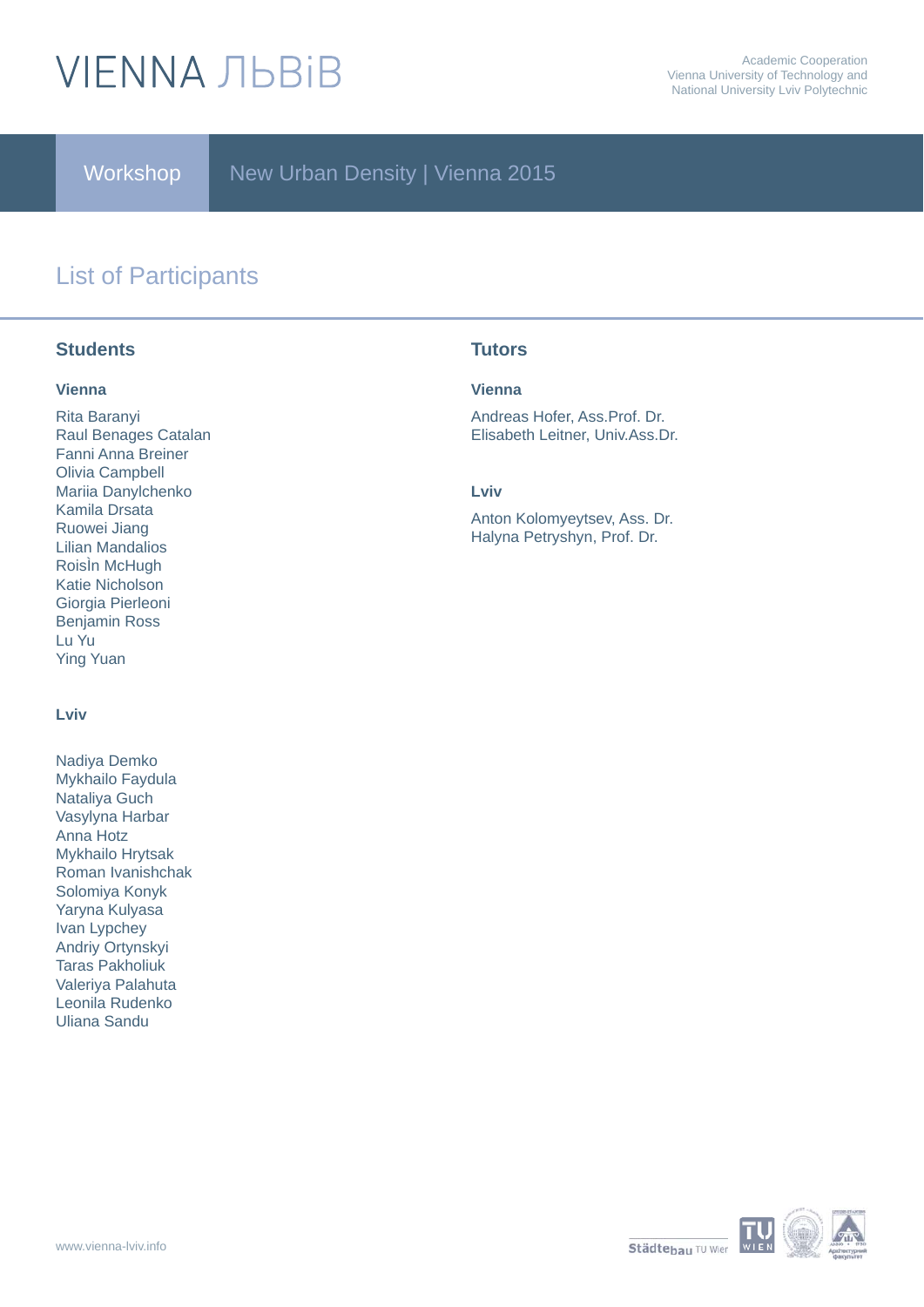# VIENNA ЛЬВiВ

Academic Cooperation
Vienna University of Technology and
National University Lviv Polytechnic

**Workshop** New Urban Density | Vienna 2015

## List of Participants

### Students

#### Vienna

Rita Baranyi
Raul Benages Catalan
Fanni Anna Breiner
Olivia Campbell
Mariia Danylchenko
Kamila Drsata
Ruowei Jiang
Lilian Mandalios
RoisÌn McHugh
Katie Nicholson
Giorgia Pierleoni
Benjamin Ross
Lu Yu
Ying Yuan

#### Lviv

Nadiya Demko
Mykhailo Faydula
Nataliya Guch
Vasylyna Harbar
Anna Hotz
Mykhailo Hrytsak
Roman Ivanishchak
Solomiya Konyk
Yaryna Kulyasa
Ivan Lypchey
Andriy Ortynskyi
Taras Pakholiuk
Valeriya Palahuta
Leonila Rudenko
Uliana Sandu

### Tutors

#### Vienna

Andreas Hofer, Ass.Prof. Dr.
Elisabeth Leitner, Univ.Ass.Dr.

#### Lviv

Anton Kolomyeytsev, Ass. Dr.
Halyna Petryshyn, Prof. Dr.

www.vienna-lviv.info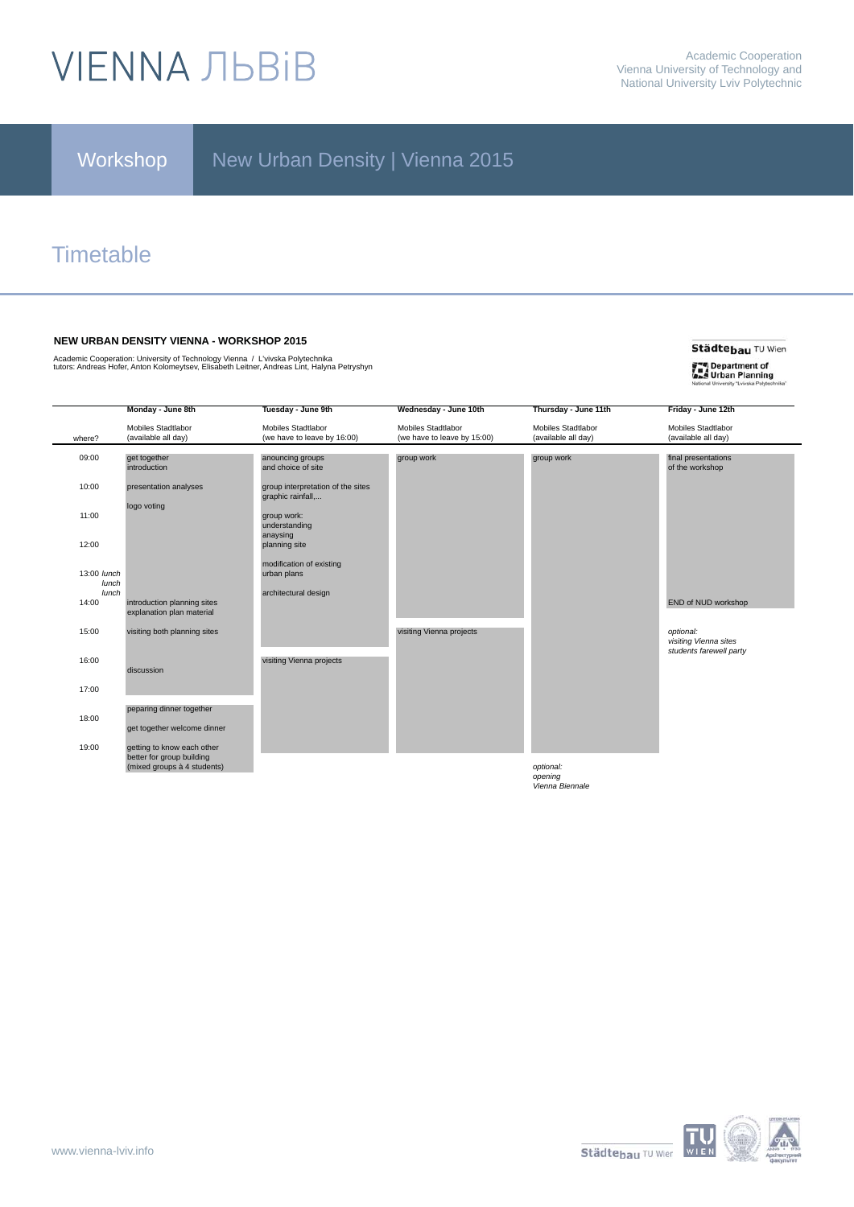# VIENNA ЛЬВiВ

Academic Cooperation
Vienna University of Technology and
National University Lviv Polytechnic

## Workshop New Urban Density | Vienna 2015

## Timetable

**NEW URBAN DENSITY VIENNA - WORKSHOP 2015**

Academic Cooperation: University of Technology Vienna / L'vivska Polytechnika
tutors: Andreas Hofer, Anton Kolomeytsev, Elisabeth Leitner, Andreas Lint, Halyna Petryshyn

Städtebau TU Wien
Department of Urban Planning
National University "Lvivska Polytechnika"

| | **Monday - June 8th** | **Tuesday - June 9th** | **Wednesday - June 10th** | **Thursday - June 11th** | **Friday - June 12th** |
|---|---|---|---|---|---|
| where? | Mobiles Stadtlabor (available all day) | Mobiles Stadtlabor (we have to leave by 16:00) | Mobiles Stadtlabor (we have to leave by 15:00) | Mobiles Stadtlabor (available all day) | Mobiles Stadtlabor (available all day) |
| 09:00 | get together introduction | anouncing groups and choice of site | group work | group work | final presentations of the workshop |
| 10:00 | presentation analyses; logo voting | group interpretation of the sites graphic rainfall,... | | | |
| 11:00 | | group work: understanding anaysing | | | |
| 12:00 | | planning site | | | |
| 13:00 | *lunch* | *lunch*; modification of existing urban plans | *lunch* | | |
| 14:00 | introduction planning sites explanation plan material | architectural design | | | END of NUD workshop |
| 15:00 | visiting both planning sites | | visiting Vienna projects | | *optional: visiting Vienna sites students farewell party* |
| 16:00 | discussion | visiting Vienna projects | | | |
| 17:00 | | | | | |
| 18:00 | peparing dinner together; get together welcome dinner | | | | |
| 19:00 | getting to know each other better for group building (mixed groups à 4 students) | | | *optional: opening Vienna Biennale* | |

www.vienna-lviv.info